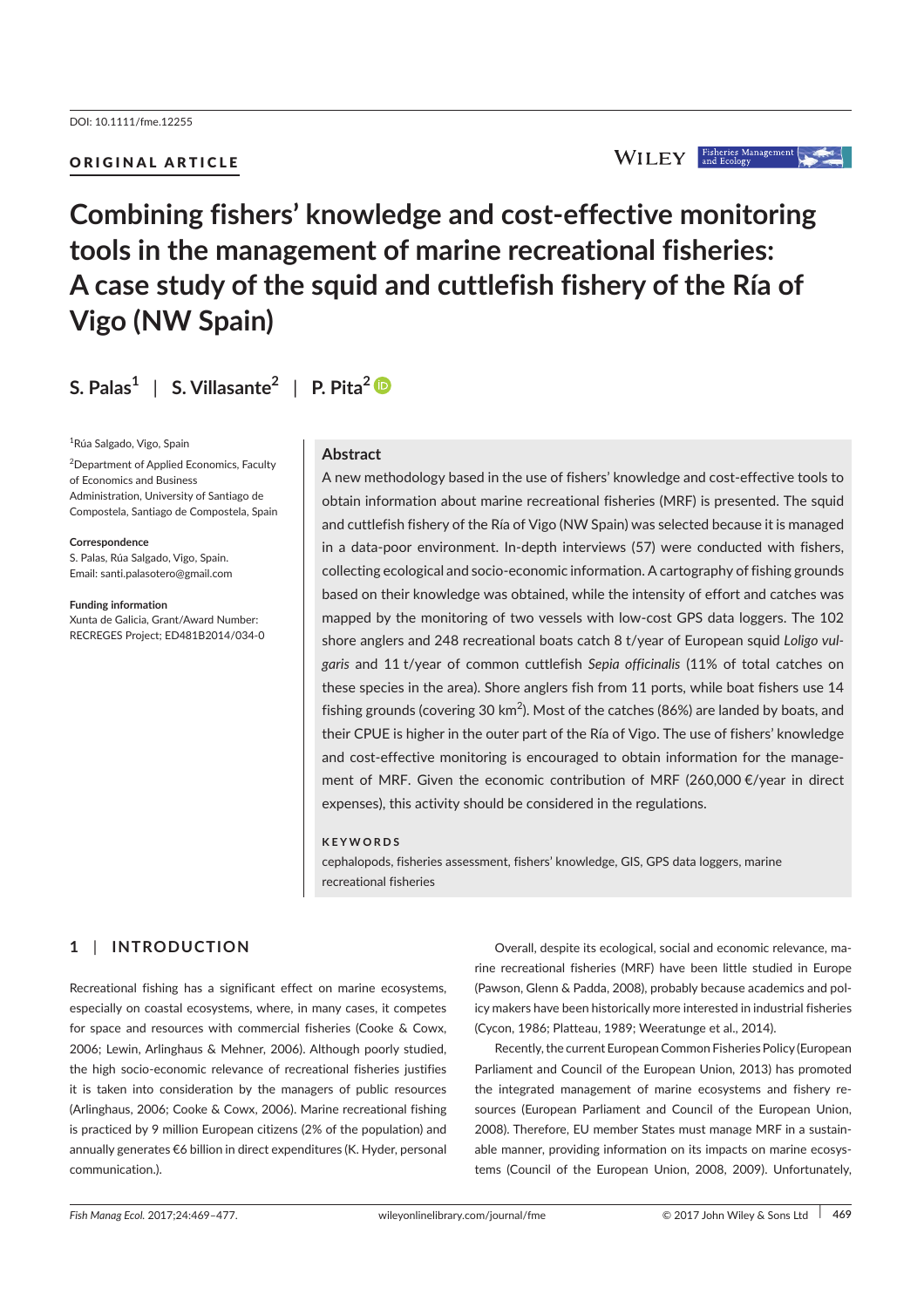DOI: 10.1111/fme.12255

ORIGINAL ARTICLE

# Combining fishers' knowledge and cost-effective monitoring tools in the management of marine recreational fisheries: A case study of the squid and cuttlefish fishery of the Ría of Vigo (NW Spain)

**S. Palas[1] | S. Villasante[2] | P. Pita[2]**

[1]Rúa Salgado, Vigo, Spain

[2]Department of Applied Economics, Faculty of Economics and Business Administration, University of Santiago de Compostela, Santiago de Compostela, Spain

**Correspondence**
S. Palas, Rúa Salgado, Vigo, Spain.
Email: santi.palasotero@gmail.com

**Funding information**
Xunta de Galicia, Grant/Award Number: RECREGES Project; ED481B2014/034-0

## Abstract

A new methodology based in the use of fishers' knowledge and cost-effective tools to obtain information about marine recreational fisheries (MRF) is presented. The squid and cuttlefish fishery of the Ría of Vigo (NW Spain) was selected because it is managed in a data-poor environment. In-depth interviews (57) were conducted with fishers, collecting ecological and socio-economic information. A cartography of fishing grounds based on their knowledge was obtained, while the intensity of effort and catches was mapped by the monitoring of two vessels with low-cost GPS data loggers. The 102 shore anglers and 248 recreational boats catch 8 t/year of European squid *Loligo vulgaris* and 11 t/year of common cuttlefish *Sepia officinalis* (11% of total catches on these species in the area). Shore anglers fish from 11 ports, while boat fishers use 14 fishing grounds (covering 30 km$^2$). Most of the catches (86%) are landed by boats, and their CPUE is higher in the outer part of the Ría of Vigo. The use of fishers' knowledge and cost-effective monitoring is encouraged to obtain information for the management of MRF. Given the economic contribution of MRF (260,000 €/year in direct expenses), this activity should be considered in the regulations.

**KEYWORDS**

cephalopods, fisheries assessment, fishers' knowledge, GIS, GPS data loggers, marine recreational fisheries

## 1 | INTRODUCTION

Recreational fishing has a significant effect on marine ecosystems, especially on coastal ecosystems, where, in many cases, it competes for space and resources with commercial fisheries (Cooke & Cowx, 2006; Lewin, Arlinghaus & Mehner, 2006). Although poorly studied, the high socio-economic relevance of recreational fisheries justifies it is taken into consideration by the managers of public resources (Arlinghaus, 2006; Cooke & Cowx, 2006). Marine recreational fishing is practiced by 9 million European citizens (2% of the population) and annually generates €6 billion in direct expenditures (K. Hyder, personal communication.).

Overall, despite its ecological, social and economic relevance, marine recreational fisheries (MRF) have been little studied in Europe (Pawson, Glenn & Padda, 2008), probably because academics and policy makers have been historically more interested in industrial fisheries (Cycon, 1986; Platteau, 1989; Weeratunge et al., 2014).

Recently, the current European Common Fisheries Policy (European Parliament and Council of the European Union, 2013) has promoted the integrated management of marine ecosystems and fishery resources (European Parliament and Council of the European Union, 2008). Therefore, EU member States must manage MRF in a sustainable manner, providing information on its impacts on marine ecosystems (Council of the European Union, 2008, 2009). Unfortunately,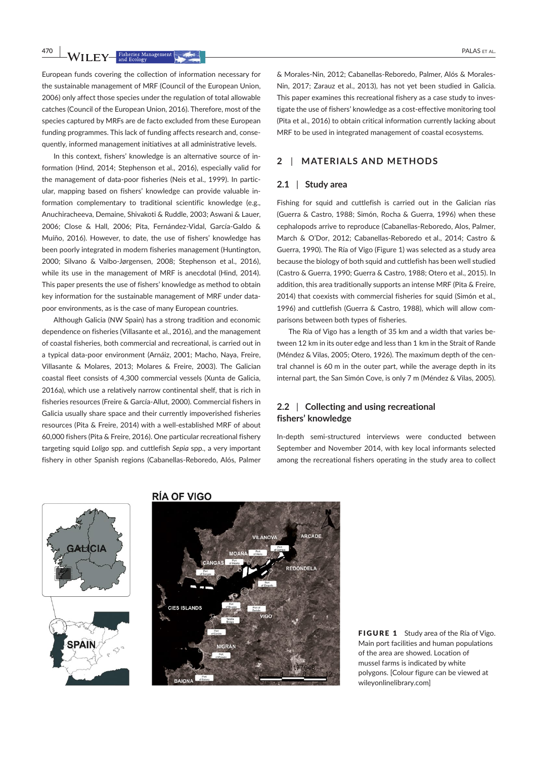European funds covering the collection of information necessary for the sustainable management of MRF (Council of the European Union, 2006) only affect those species under the regulation of total allowable catches (Council of the European Union, 2016). Therefore, most of the species captured by MRFs are de facto excluded from these European funding programmes. This lack of funding affects research and, consequently, informed management initiatives at all administrative levels.

In this context, fishers' knowledge is an alternative source of information (Hind, 2014; Stephenson et al., 2016), especially valid for the management of data-poor fisheries (Neis et al., 1999). In particular, mapping based on fishers' knowledge can provide valuable information complementary to traditional scientific knowledge (e.g., Anuchiracheeva, Demaine, Shivakoti & Ruddle, 2003; Aswani & Lauer, 2006; Close & Hall, 2006; Pita, Fernández-Vidal, García-Galdo & Muíño, 2016). However, to date, the use of fishers' knowledge has been poorly integrated in modern fisheries management (Huntington, 2000; Silvano & Valbo-Jørgensen, 2008; Stephenson et al., 2016), while its use in the management of MRF is anecdotal (Hind, 2014). This paper presents the use of fishers' knowledge as method to obtain key information for the sustainable management of MRF under data-poor environments, as is the case of many European countries.

Although Galicia (NW Spain) has a strong tradition and economic dependence on fisheries (Villasante et al., 2016), and the management of coastal fisheries, both commercial and recreational, is carried out in a typical data-poor environment (Arnáiz, 2001; Macho, Naya, Freire, Villasante & Molares, 2013; Molares & Freire, 2003). The Galician coastal fleet consists of 4,300 commercial vessels (Xunta de Galicia, 2016a), which use a relatively narrow continental shelf, that is rich in fisheries resources (Freire & García-Allut, 2000). Commercial fishers in Galicia usually share space and their currently improverished fisheries resources (Pita & Freire, 2014) with a well-established MRF of about 60,000 fishers (Pita & Freire, 2016). One particular recreational fishery targeting squid *Loligo* spp. and cuttlefish *Sepia* spp., a very important fishery in other Spanish regions (Cabanellas-Reboredo, Alós, Palmer & Morales-Nin, 2012; Cabanellas-Reboredo, Palmer, Alós & Morales-Nin, 2017; Zarauz et al., 2013), has not yet been studied in Galicia. This paper examines this recreational fishery as a case study to investigate the use of fishers' knowledge as a cost-effective monitoring tool (Pita et al., 2016) to obtain critical information currently lacking about MRF to be used in integrated management of coastal ecosystems.

## 2 | MATERIALS AND METHODS

### 2.1 | Study area

Fishing for squid and cuttlefish is carried out in the Galician rías (Guerra & Castro, 1988; Simón, Rocha & Guerra, 1996) when these cephalopods arrive to reproduce (Cabanellas-Reboredo, Alos, Palmer, March & O'Dor, 2012; Cabanellas-Reboredo et al., 2014; Castro & Guerra, 1990). The Ría of Vigo (Figure 1) was selected as a study area because the biology of both squid and cuttlefish has been well studied (Castro & Guerra, 1990; Guerra & Castro, 1988; Otero et al., 2015). In addition, this area traditionally supports an intense MRF (Pita & Freire, 2014) that coexists with commercial fisheries for squid (Simón et al., 1996) and cuttlefish (Guerra & Castro, 1988), which will allow comparisons between both types of fisheries.

The Ría of Vigo has a length of 35 km and a width that varies between 12 km in its outer edge and less than 1 km in the Strait of Rande (Méndez & Vilas, 2005; Otero, 1926). The maximum depth of the central channel is 60 m in the outer part, while the average depth in its internal part, the San Simón Cove, is only 7 m (Méndez & Vilas, 2005).

### 2.2 | Collecting and using recreational fishers' knowledge

In-depth semi-structured interviews were conducted between September and November 2014, with key local informants selected among the recreational fishers operating in the study area to collect

**FIGURE 1** Study area of the Ría of Vigo. Main port facilities and human populations of the area are showed. Location of mussel farms is indicated by white polygons. [Colour figure can be viewed at wileyonlinelibrary.com]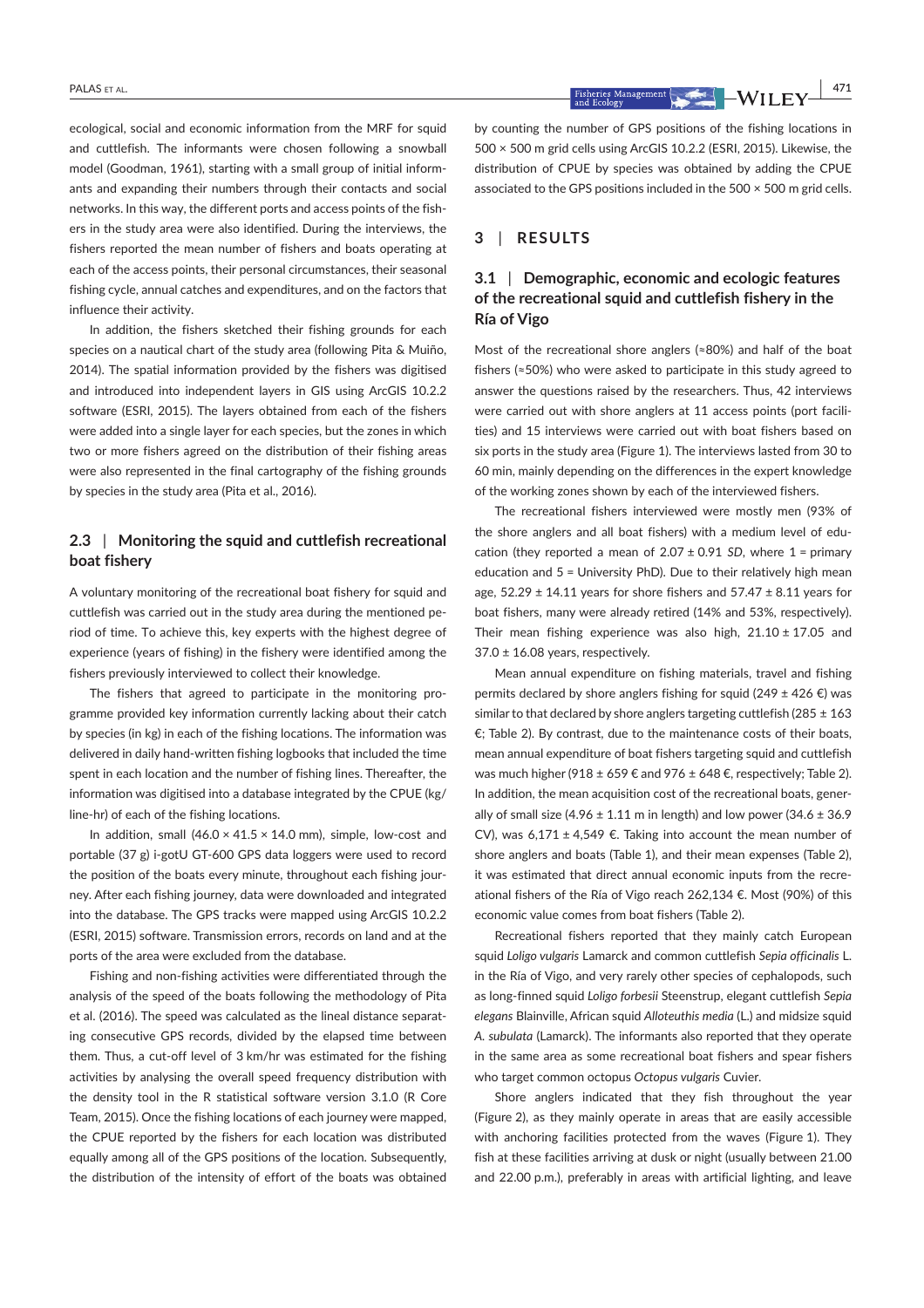ecological, social and economic information from the MRF for squid and cuttlefish. The informants were chosen following a snowball model (Goodman, 1961), starting with a small group of initial informants and expanding their numbers through their contacts and social networks. In this way, the different ports and access points of the fishers in the study area were also identified. During the interviews, the fishers reported the mean number of fishers and boats operating at each of the access points, their personal circumstances, their seasonal fishing cycle, annual catches and expenditures, and on the factors that influence their activity.

In addition, the fishers sketched their fishing grounds for each species on a nautical chart of the study area (following Pita & Muiño, 2014). The spatial information provided by the fishers was digitised and introduced into independent layers in GIS using ArcGIS 10.2.2 software (ESRI, 2015). The layers obtained from each of the fishers were added into a single layer for each species, but the zones in which two or more fishers agreed on the distribution of their fishing areas were also represented in the final cartography of the fishing grounds by species in the study area (Pita et al., 2016).

### 2.3 | Monitoring the squid and cuttlefish recreational boat fishery

A voluntary monitoring of the recreational boat fishery for squid and cuttlefish was carried out in the study area during the mentioned period of time. To achieve this, key experts with the highest degree of experience (years of fishing) in the fishery were identified among the fishers previously interviewed to collect their knowledge.

The fishers that agreed to participate in the monitoring programme provided key information currently lacking about their catch by species (in kg) in each of the fishing locations. The information was delivered in daily hand-written fishing logbooks that included the time spent in each location and the number of fishing lines. Thereafter, the information was digitised into a database integrated by the CPUE (kg/line-hr) of each of the fishing locations.

In addition, small (46.0 × 41.5 × 14.0 mm), simple, low-cost and portable (37 g) i-gotU GT-600 GPS data loggers were used to record the position of the boats every minute, throughout each fishing journey. After each fishing journey, data were downloaded and integrated into the database. The GPS tracks were mapped using ArcGIS 10.2.2 (ESRI, 2015) software. Transmission errors, records on land and at the ports of the area were excluded from the database.

Fishing and non-fishing activities were differentiated through the analysis of the speed of the boats following the methodology of Pita et al. (2016). The speed was calculated as the lineal distance separating consecutive GPS records, divided by the elapsed time between them. Thus, a cut-off level of 3 km/hr was estimated for the fishing activities by analysing the overall speed frequency distribution with the density tool in the R statistical software version 3.1.0 (R Core Team, 2015). Once the fishing locations of each journey were mapped, the CPUE reported by the fishers for each location was distributed equally among all of the GPS positions of the location. Subsequently, the distribution of the intensity of effort of the boats was obtained by counting the number of GPS positions of the fishing locations in 500 × 500 m grid cells using ArcGIS 10.2.2 (ESRI, 2015). Likewise, the distribution of CPUE by species was obtained by adding the CPUE associated to the GPS positions included in the 500 × 500 m grid cells.

## 3 | RESULTS

### 3.1 | Demographic, economic and ecologic features of the recreational squid and cuttlefish fishery in the Ría of Vigo

Most of the recreational shore anglers (≈80%) and half of the boat fishers (≈50%) who were asked to participate in this study agreed to answer the questions raised by the researchers. Thus, 42 interviews were carried out with shore anglers at 11 access points (port facilities) and 15 interviews were carried out with boat fishers based on six ports in the study area (Figure 1). The interviews lasted from 30 to 60 min, mainly depending on the differences in the expert knowledge of the working zones shown by each of the interviewed fishers.

The recreational fishers interviewed were mostly men (93% of the shore anglers and all boat fishers) with a medium level of education (they reported a mean of 2.07 ± 0.91 *SD*, where 1 = primary education and 5 = University PhD). Due to their relatively high mean age, 52.29 ± 14.11 years for shore fishers and 57.47 ± 8.11 years for boat fishers, many were already retired (14% and 53%, respectively). Their mean fishing experience was also high, 21.10 ± 17.05 and 37.0 ± 16.08 years, respectively.

Mean annual expenditure on fishing materials, travel and fishing permits declared by shore anglers fishing for squid (249 ± 426 €) was similar to that declared by shore anglers targeting cuttlefish (285 ± 163 €; Table 2). By contrast, due to the maintenance costs of their boats, mean annual expenditure of boat fishers targeting squid and cuttlefish was much higher (918 ± 659 € and 976 ± 648 €, respectively; Table 2). In addition, the mean acquisition cost of the recreational boats, generally of small size (4.96 ± 1.11 m in length) and low power (34.6 ± 36.9 CV), was 6,171 ± 4,549 €. Taking into account the mean number of shore anglers and boats (Table 1), and their mean expenses (Table 2), it was estimated that direct annual economic inputs from the recreational fishers of the Ría of Vigo reach 262,134 €. Most (90%) of this economic value comes from boat fishers (Table 2).

Recreational fishers reported that they mainly catch European squid *Loligo vulgaris* Lamarck and common cuttlefish *Sepia officinalis* L. in the Ría of Vigo, and very rarely other species of cephalopods, such as long-finned squid *Loligo forbesii* Steenstrup, elegant cuttlefish *Sepia elegans* Blainville, African squid *Alloteuthis media* (L.) and midsize squid *A. subulata* (Lamarck). The informants also reported that they operate in the same area as some recreational boat fishers and spear fishers who target common octopus *Octopus vulgaris* Cuvier.

Shore anglers indicated that they fish throughout the year (Figure 2), as they mainly operate in areas that are easily accessible with anchoring facilities protected from the waves (Figure 1). They fish at these facilities arriving at dusk or night (usually between 21.00 and 22.00 p.m.), preferably in areas with artificial lighting, and leave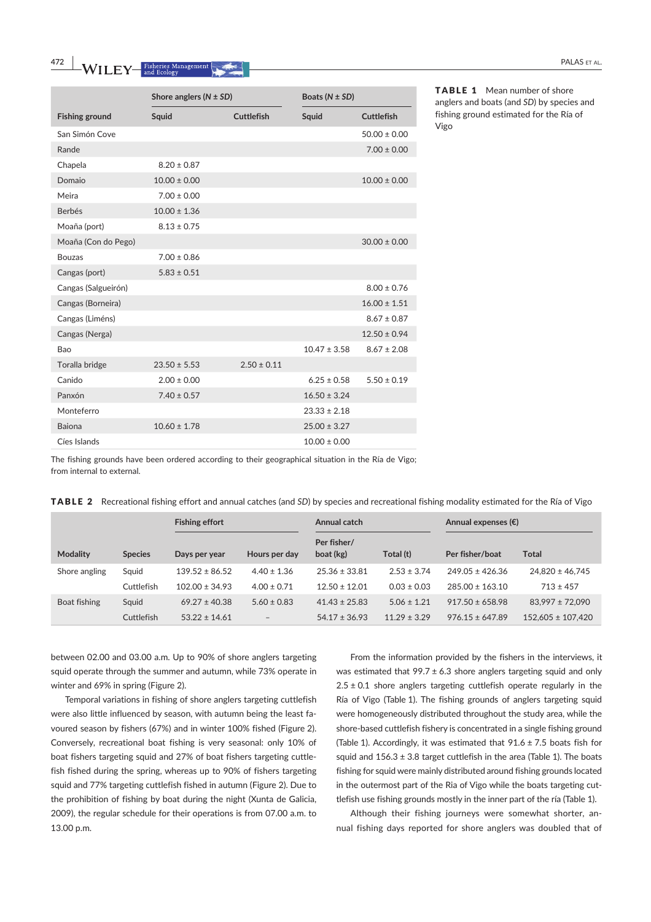**TABLE 1** Mean number of shore anglers and boats (and *SD*) by species and fishing ground estimated for the Ría of Vigo

| | Shore anglers (*N* ± *SD*) | | Boats (*N* ± *SD*) | |
|---|---|---|---|---|
| Fishing ground | Squid | Cuttlefish | Squid | Cuttlefish |
| San Simón Cove | | | | 50.00 ± 0.00 |
| Rande | | | | 7.00 ± 0.00 |
| Chapela | 8.20 ± 0.87 | | | |
| Domaio | 10.00 ± 0.00 | | | 10.00 ± 0.00 |
| Meira | 7.00 ± 0.00 | | | |
| Berbés | 10.00 ± 1.36 | | | |
| Moaña (port) | 8.13 ± 0.75 | | | |
| Moaña (Con do Pego) | | | | 30.00 ± 0.00 |
| Bouzas | 7.00 ± 0.86 | | | |
| Cangas (port) | 5.83 ± 0.51 | | | |
| Cangas (Salgueirón) | | | | 8.00 ± 0.76 |
| Cangas (Borneira) | | | | 16.00 ± 1.51 |
| Cangas (Liméns) | | | | 8.67 ± 0.87 |
| Cangas (Nerga) | | | | 12.50 ± 0.94 |
| Bao | | | 10.47 ± 3.58 | 8.67 ± 2.08 |
| Toralla bridge | 23.50 ± 5.53 | 2.50 ± 0.11 | | |
| Canido | 2.00 ± 0.00 | | 6.25 ± 0.58 | 5.50 ± 0.19 |
| Panxón | 7.40 ± 0.57 | | 16.50 ± 3.24 | |
| Monteferro | | | 23.33 ± 2.18 | |
| Baiona | 10.60 ± 1.78 | | 25.00 ± 3.27 | |
| Cíes Islands | | | 10.00 ± 0.00 | |

The fishing grounds have been ordered according to their geographical situation in the Ría de Vigo; from internal to external.

**TABLE 2** Recreational fishing effort and annual catches (and *SD*) by species and recreational fishing modality estimated for the Ría of Vigo

| | | Fishing effort | | Annual catch | | Annual expenses (€) | |
|---|---|---|---|---|---|---|---|
| Modality | Species | Days per year | Hours per day | Per fisher/boat (kg) | Total (t) | Per fisher/boat | Total |
| Shore angling | Squid | 139.52 ± 86.52 | 4.40 ± 1.36 | 25.36 ± 33.81 | 2.53 ± 3.74 | 249.05 ± 426.36 | 24,820 ± 46,745 |
| | Cuttlefish | 102.00 ± 34.93 | 4.00 ± 0.71 | 12.50 ± 12.01 | 0.03 ± 0.03 | 285.00 ± 163.10 | 713 ± 457 |
| Boat fishing | Squid | 69.27 ± 40.38 | 5.60 ± 0.83 | 41.43 ± 25.83 | 5.06 ± 1.21 | 917.50 ± 658.98 | 83,997 ± 72,090 |
| | Cuttlefish | 53.22 ± 14.61 | – | 54.17 ± 36.93 | 11.29 ± 3.29 | 976.15 ± 647.89 | 152,605 ± 107,420 |

between 02.00 and 03.00 a.m. Up to 90% of shore anglers targeting squid operate through the summer and autumn, while 73% operate in winter and 69% in spring (Figure 2).

Temporal variations in fishing of shore anglers targeting cuttlefish were also little influenced by season, with autumn being the least favoured season by fishers (67%) and in winter 100% fished (Figure 2). Conversely, recreational boat fishing is very seasonal: only 10% of boat fishers targeting squid and 27% of boat fishers targeting cuttlefish fished during the spring, whereas up to 90% of fishers targeting squid and 77% targeting cuttlefish fished in autumn (Figure 2). Due to the prohibition of fishing by boat during the night (Xunta de Galicia, 2009), the regular schedule for their operations is from 07.00 a.m. to 13.00 p.m.

From the information provided by the fishers in the interviews, it was estimated that 99.7 ± 6.3 shore anglers targeting squid and only 2.5 ± 0.1 shore anglers targeting cuttlefish operate regularly in the Ría of Vigo (Table 1). The fishing grounds of anglers targeting squid were homogeneously distributed throughout the study area, while the shore-based cuttlefish fishery is concentrated in a single fishing ground (Table 1). Accordingly, it was estimated that 91.6 ± 7.5 boats fish for squid and 156.3 ± 3.8 target cuttlefish in the area (Table 1). The boats fishing for squid were mainly distributed around fishing grounds located in the outermost part of the Ria of Vigo while the boats targeting cuttlefish use fishing grounds mostly in the inner part of the ría (Table 1).

Although their fishing journeys were somewhat shorter, annual fishing days reported for shore anglers was doubled that of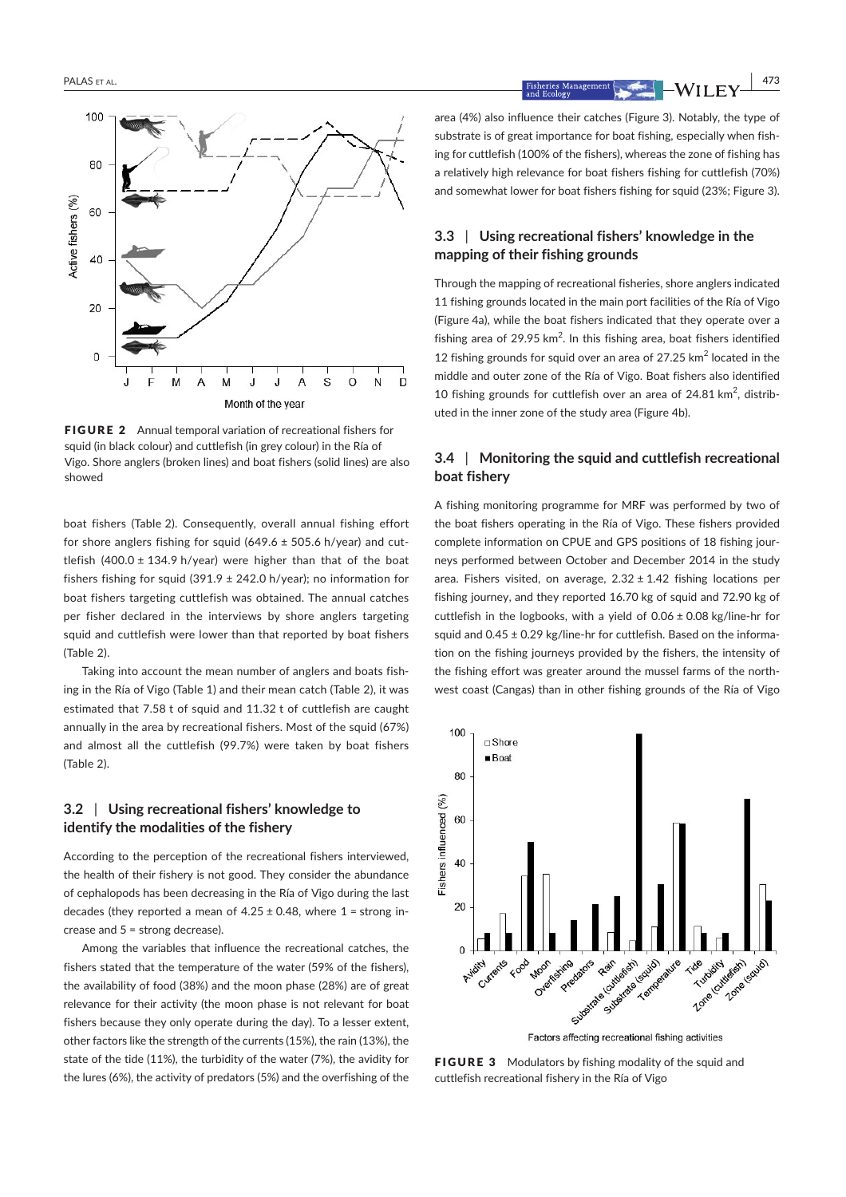FIGURE 2 Annual temporal variation of recreational fishers for squid (in black colour) and cuttlefish (in grey colour) in the Ría of Vigo. Shore anglers (broken lines) and boat fishers (solid lines) are also showed

boat fishers (Table 2). Consequently, overall annual fishing effort for shore anglers fishing for squid (649.6 ± 505.6 h/year) and cuttlefish (400.0 ± 134.9 h/year) were higher than that of the boat fishers fishing for squid (391.9 ± 242.0 h/year); no information for boat fishers targeting cuttlefish was obtained. The annual catches per fisher declared in the interviews by shore anglers targeting squid and cuttlefish were lower than that reported by boat fishers (Table 2).

Taking into account the mean number of anglers and boats fishing in the Ría of Vigo (Table 1) and their mean catch (Table 2), it was estimated that 7.58 t of squid and 11.32 t of cuttlefish are caught annually in the area by recreational fishers. Most of the squid (67%) and almost all the cuttlefish (99.7%) were taken by boat fishers (Table 2).

## 3.2 | Using recreational fishers' knowledge to identify the modalities of the fishery

According to the perception of the recreational fishers interviewed, the health of their fishery is not good. They consider the abundance of cephalopods has been decreasing in the Ría of Vigo during the last decades (they reported a mean of 4.25 ± 0.48, where 1 = strong increase and 5 = strong decrease).

Among the variables that influence the recreational catches, the fishers stated that the temperature of the water (59% of the fishers), the availability of food (38%) and the moon phase (28%) are of great relevance for their activity (the moon phase is not relevant for boat fishers because they only operate during the day). To a lesser extent, other factors like the strength of the currents (15%), the rain (13%), the state of the tide (11%), the turbidity of the water (7%), the avidity for the lures (6%), the activity of predators (5%) and the overfishing of the area (4%) also influence their catches (Figure 3). Notably, the type of substrate is of great importance for boat fishing, especially when fishing for cuttlefish (100% of the fishers), whereas the zone of fishing has a relatively high relevance for boat fishers fishing for cuttlefish (70%) and somewhat lower for boat fishers fishing for squid (23%; Figure 3).

## 3.3 | Using recreational fishers' knowledge in the mapping of their fishing grounds

Through the mapping of recreational fisheries, shore anglers indicated 11 fishing grounds located in the main port facilities of the Ría of Vigo (Figure 4a), while the boat fishers indicated that they operate over a fishing area of 29.95 km$^2$. In this fishing area, boat fishers identified 12 fishing grounds for squid over an area of 27.25 km$^2$ located in the middle and outer zone of the Ría of Vigo. Boat fishers also identified 10 fishing grounds for cuttlefish over an area of 24.81 km$^2$, distributed in the inner zone of the study area (Figure 4b).

## 3.4 | Monitoring the squid and cuttlefish recreational boat fishery

A fishing monitoring programme for MRF was performed by two of the boat fishers operating in the Ría of Vigo. These fishers provided complete information on CPUE and GPS positions of 18 fishing journeys performed between October and December 2014 in the study area. Fishers visited, on average, 2.32 ± 1.42 fishing locations per fishing journey, and they reported 16.70 kg of squid and 72.90 kg of cuttlefish in the logbooks, with a yield of 0.06 ± 0.08 kg/line-hr for squid and 0.45 ± 0.29 kg/line-hr for cuttlefish. Based on the information on the fishing journeys provided by the fishers, the intensity of the fishing effort was greater around the mussel farms of the northwest coast (Cangas) than in other fishing grounds of the Ría of Vigo

FIGURE 3 Modulators by fishing modality of the squid and cuttlefish recreational fishery in the Ría of Vigo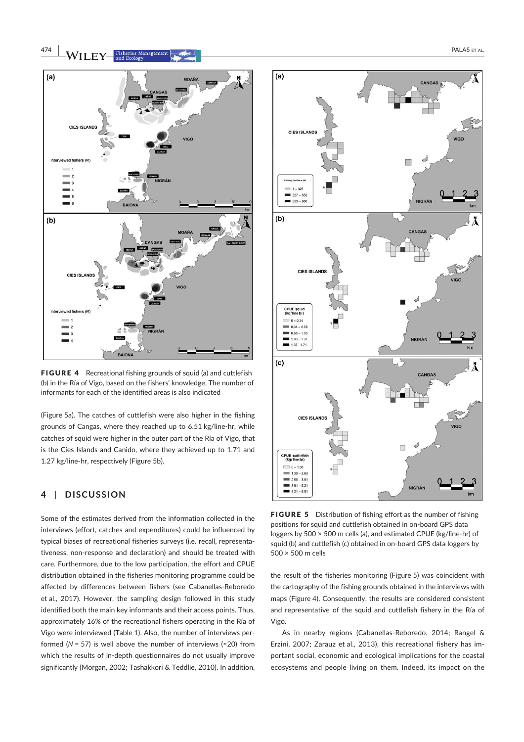FIGURE 4 Recreational fishing grounds of squid (a) and cuttlefish (b) in the Ría of Vigo, based on the fishers' knowledge. The number of informants for each of the identified areas is also indicated

FIGURE 5 Distribution of fishing effort as the number of fishing positions for squid and cuttlefish obtained in on-board GPS data loggers by 500 × 500 m cells (a), and estimated CPUE (kg/line-hr) of squid (b) and cuttlefish (c) obtained in on-board GPS data loggers by 500 × 500 m cells

(Figure 5a). The catches of cuttlefish were also higher in the fishing grounds of Cangas, where they reached up to 6.51 kg/line-hr, while catches of squid were higher in the outer part of the Ría of Vigo, that is the Cíes Islands and Canido, where they achieved up to 1.71 and 1.27 kg/line-hr, respectively (Figure 5b).

## 4 | DISCUSSION

Some of the estimates derived from the information collected in the interviews (effort, catches and expenditures) could be influenced by typical biases of recreational fisheries surveys (i.e. recall, representativeness, non-response and declaration) and should be treated with care. Furthermore, due to the low participation, the effort and CPUE distribution obtained in the fisheries monitoring programme could be affected by differences between fishers (see Cabanellas-Reboredo et al., 2017). However, the sampling design followed in this study identified both the main key informants and their access points. Thus, approximately 16% of the recreational fishers operating in the Ría of Vigo were interviewed (Table 1). Also, the number of interviews performed (*N* = 57) is well above the number of interviews (≈20) from which the results of in-depth questionnaires do not usually improve significantly (Morgan, 2002; Tashakkori & Teddlie, 2010). In addition, the result of the fisheries monitoring (Figure 5) was coincident with the cartography of the fishing grounds obtained in the interviews with maps (Figure 4). Consequently, the results are considered consistent and representative of the squid and cuttlefish fishery in the Ría of Vigo.

As in nearby regions (Cabanellas-Reboredo, 2014; Rangel & Erzini, 2007; Zarauz et al., 2013), this recreational fishery has important social, economic and ecological implications for the coastal ecosystems and people living on them. Indeed, its impact on the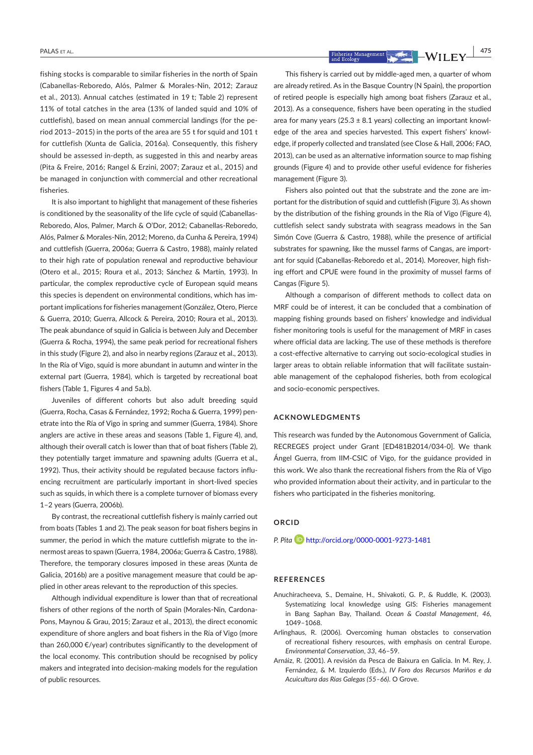fishing stocks is comparable to similar fisheries in the north of Spain (Cabanellas-Reboredo, Alós, Palmer & Morales-Nin, 2012; Zarauz et al., 2013). Annual catches (estimated in 19 t; Table 2) represent 11% of total catches in the area (13% of landed squid and 10% of cuttlefish), based on mean annual commercial landings (for the period 2013–2015) in the ports of the area are 55 t for squid and 101 t for cuttlefish (Xunta de Galicia, 2016a). Consequently, this fishery should be assessed in-depth, as suggested in this and nearby areas (Pita & Freire, 2016; Rangel & Erzini, 2007; Zarauz et al., 2015) and be managed in conjunction with commercial and other recreational fisheries.

It is also important to highlight that management of these fisheries is conditioned by the seasonality of the life cycle of squid (Cabanellas-Reboredo, Alos, Palmer, March & O'Dor, 2012; Cabanellas-Reboredo, Alós, Palmer & Morales-Nin, 2012; Moreno, da Cunha & Pereira, 1994) and cuttlefish (Guerra, 2006a; Guerra & Castro, 1988), mainly related to their high rate of population renewal and reproductive behaviour (Otero et al., 2015; Roura et al., 2013; Sánchez & Martín, 1993). In particular, the complex reproductive cycle of European squid means this species is dependent on environmental conditions, which has important implications for fisheries management (González, Otero, Pierce & Guerra, 2010; Guerra, Allcock & Pereira, 2010; Roura et al., 2013). The peak abundance of squid in Galicia is between July and December (Guerra & Rocha, 1994), the same peak period for recreational fishers in this study (Figure 2), and also in nearby regions (Zarauz et al., 2013). In the Ría of Vigo, squid is more abundant in autumn and winter in the external part (Guerra, 1984), which is targeted by recreational boat fishers (Table 1, Figures 4 and 5a,b).

Juveniles of different cohorts but also adult breeding squid (Guerra, Rocha, Casas & Fernández, 1992; Rocha & Guerra, 1999) penetrate into the Ría of Vigo in spring and summer (Guerra, 1984). Shore anglers are active in these areas and seasons (Table 1, Figure 4), and, although their overall catch is lower than that of boat fishers (Table 2), they potentially target immature and spawning adults (Guerra et al., 1992). Thus, their activity should be regulated because factors influencing recruitment are particularly important in short-lived species such as squids, in which there is a complete turnover of biomass every 1–2 years (Guerra, 2006b).

By contrast, the recreational cuttlefish fishery is mainly carried out from boats (Tables 1 and 2). The peak season for boat fishers begins in summer, the period in which the mature cuttlefish migrate to the innermost areas to spawn (Guerra, 1984, 2006a; Guerra & Castro, 1988). Therefore, the temporary closures imposed in these areas (Xunta de Galicia, 2016b) are a positive management measure that could be applied in other areas relevant to the reproduction of this species.

Although individual expenditure is lower than that of recreational fishers of other regions of the north of Spain (Morales-Nin, Cardona-Pons, Maynou & Grau, 2015; Zarauz et al., 2013), the direct economic expenditure of shore anglers and boat fishers in the Ría of Vigo (more than 260,000 €/year) contributes significantly to the development of the local economy. This contribution should be recognised by policy makers and integrated into decision-making models for the regulation of public resources.

This fishery is carried out by middle-aged men, a quarter of whom are already retired. As in the Basque Country (N Spain), the proportion of retired people is especially high among boat fishers (Zarauz et al., 2013). As a consequence, fishers have been operating in the studied area for many years (25.3 ± 8.1 years) collecting an important knowledge of the area and species harvested. This expert fishers' knowledge, if properly collected and translated (see Close & Hall, 2006; FAO, 2013), can be used as an alternative information source to map fishing grounds (Figure 4) and to provide other useful evidence for fisheries management (Figure 3).

Fishers also pointed out that the substrate and the zone are important for the distribution of squid and cuttlefish (Figure 3). As shown by the distribution of the fishing grounds in the Ría of Vigo (Figure 4), cuttlefish select sandy substrata with seagrass meadows in the San Simón Cove (Guerra & Castro, 1988), while the presence of artificial substrates for spawning, like the mussel farms of Cangas, are important for squid (Cabanellas-Reboredo et al., 2014). Moreover, high fishing effort and CPUE were found in the proximity of mussel farms of Cangas (Figure 5).

Although a comparison of different methods to collect data on MRF could be of interest, it can be concluded that a combination of mapping fishing grounds based on fishers' knowledge and individual fisher monitoring tools is useful for the management of MRF in cases where official data are lacking. The use of these methods is therefore a cost-effective alternative to carrying out socio-ecological studies in larger areas to obtain reliable information that will facilitate sustainable management of the cephalopod fisheries, both from ecological and socio-economic perspectives.

## ACKNOWLEDGMENTS

This research was funded by the Autonomous Government of Galicia, RECREGES project under Grant [ED481B2014/034-0]. We thank Ángel Guerra, from IIM-CSIC of Vigo, for the guidance provided in this work. We also thank the recreational fishers from the Ría of Vigo who provided information about their activity, and in particular to the fishers who participated in the fisheries monitoring.

## ORCID

*P. Pita* http://orcid.org/0000-0001-9273-1481

## REFERENCES

Anuchiracheeva, S., Demaine, H., Shivakoti, G. P., & Ruddle, K. (2003). Systematizing local knowledge using GIS: Fisheries management in Bang Saphan Bay, Thailand. *Ocean & Coastal Management*, *46*, 1049–1068.

Arlinghaus, R. (2006). Overcoming human obstacles to conservation of recreational fishery resources, with emphasis on central Europe. *Environmental Conservation*, *33*, 46–59.

Arnáiz, R. (2001). A revisión da Pesca de Baixura en Galicia. In M. Rey, J. Fernández, & M. Izquierdo (Eds.), *IV Foro dos Recursos Mariños e da Acuicultura das Rías Galegas (55–66).* O Grove.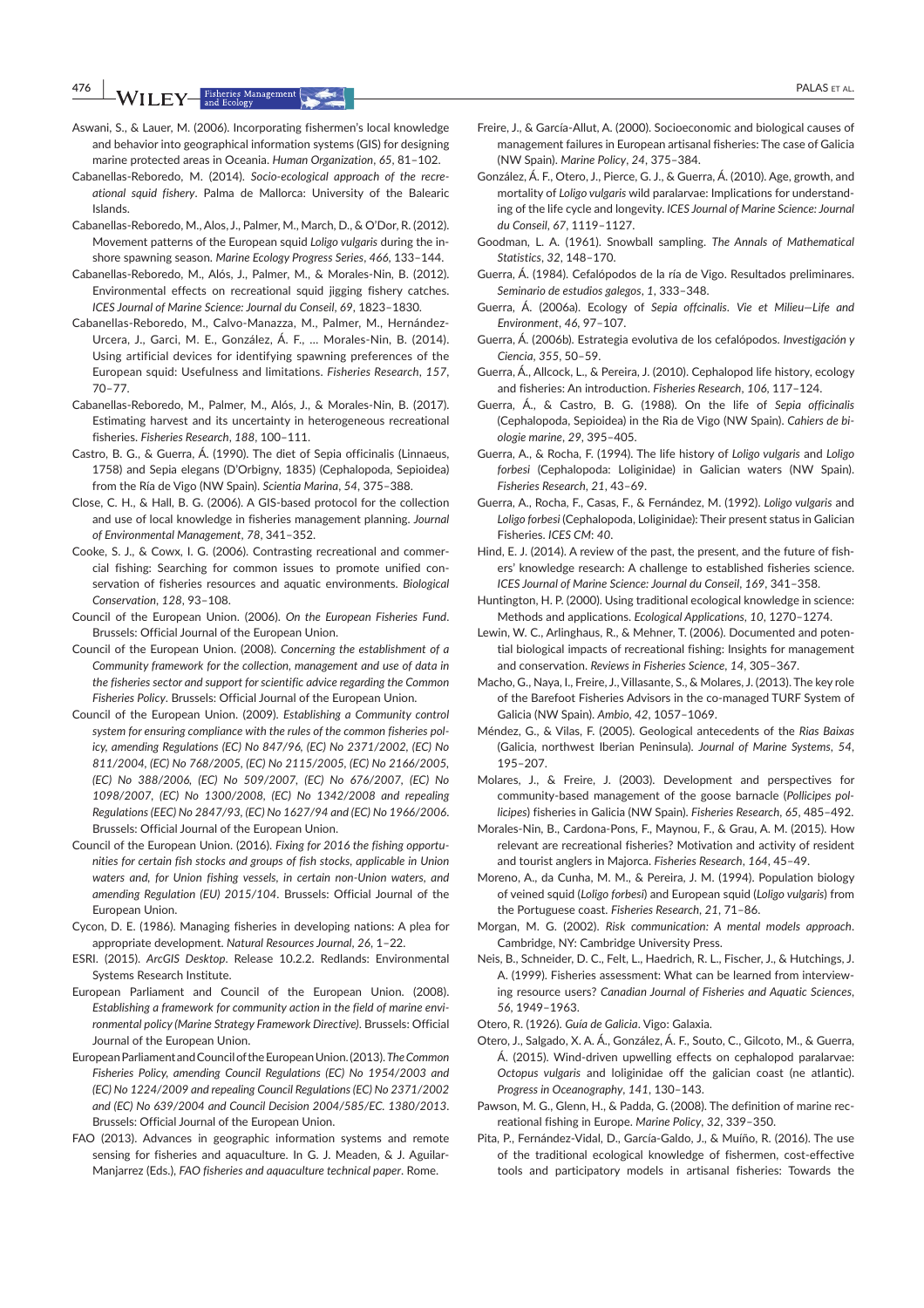Aswani, S., & Lauer, M. (2006). Incorporating fishermen's local knowledge and behavior into geographical information systems (GIS) for designing marine protected areas in Oceania. *Human Organization*, *65*, 81–102.

Cabanellas-Reboredo, M. (2014). *Socio-ecological approach of the recreational squid fishery*. Palma de Mallorca: University of the Balearic Islands.

Cabanellas-Reboredo, M., Alos, J., Palmer, M., March, D., & O'Dor, R. (2012). Movement patterns of the European squid *Loligo vulgaris* during the inshore spawning season. *Marine Ecology Progress Series*, *466*, 133–144.

Cabanellas-Reboredo, M., Alós, J., Palmer, M., & Morales-Nin, B. (2012). Environmental effects on recreational squid jigging fishery catches. *ICES Journal of Marine Science: Journal du Conseil*, *69*, 1823–1830.

Cabanellas-Reboredo, M., Calvo-Manazza, M., Palmer, M., Hernández-Urcera, J., Garci, M. E., González, Á. F., … Morales-Nin, B. (2014). Using artificial devices for identifying spawning preferences of the European squid: Usefulness and limitations. *Fisheries Research*, *157*, 70–77.

Cabanellas-Reboredo, M., Palmer, M., Alós, J., & Morales-Nin, B. (2017). Estimating harvest and its uncertainty in heterogeneous recreational fisheries. *Fisheries Research*, *188*, 100–111.

Castro, B. G., & Guerra, Á. (1990). The diet of Sepia officinalis (Linnaeus, 1758) and Sepia elegans (D'Orbigny, 1835) (Cephalopoda, Sepioidea) from the Ría de Vigo (NW Spain). *Scientia Marina*, *54*, 375–388.

Close, C. H., & Hall, B. G. (2006). A GIS-based protocol for the collection and use of local knowledge in fisheries management planning. *Journal of Environmental Management*, *78*, 341–352.

Cooke, S. J., & Cowx, I. G. (2006). Contrasting recreational and commercial fishing: Searching for common issues to promote unified conservation of fisheries resources and aquatic environments. *Biological Conservation*, *128*, 93–108.

Council of the European Union. (2006). *On the European Fisheries Fund*. Brussels: Official Journal of the European Union.

Council of the European Union. (2008). *Concerning the establishment of a Community framework for the collection, management and use of data in the fisheries sector and support for scientific advice regarding the Common Fisheries Policy*. Brussels: Official Journal of the European Union.

Council of the European Union. (2009). *Establishing a Community control system for ensuring compliance with the rules of the common fisheries policy, amending Regulations (EC) No 847/96, (EC) No 2371/2002, (EC) No 811/2004, (EC) No 768/2005, (EC) No 2115/2005, (EC) No 2166/2005, (EC) No 388/2006, (EC) No 509/2007, (EC) No 676/2007, (EC) No 1098/2007, (EC) No 1300/2008, (EC) No 1342/2008 and repealing Regulations (EEC) No 2847/93, (EC) No 1627/94 and (EC) No 1966/2006*. Brussels: Official Journal of the European Union.

Council of the European Union. (2016). *Fixing for 2016 the fishing opportunities for certain fish stocks and groups of fish stocks, applicable in Union waters and, for Union fishing vessels, in certain non-Union waters, and amending Regulation (EU) 2015/104*. Brussels: Official Journal of the European Union.

Cycon, D. E. (1986). Managing fisheries in developing nations: A plea for appropriate development. *Natural Resources Journal*, *26*, 1–22.

ESRI. (2015). *ArcGIS Desktop*. Release 10.2.2. Redlands: Environmental Systems Research Institute.

European Parliament and Council of the European Union. (2008). *Establishing a framework for community action in the field of marine environmental policy (Marine Strategy Framework Directive)*. Brussels: Official Journal of the European Union.

European Parliament and Council of the European Union. (2013). *The Common Fisheries Policy, amending Council Regulations (EC) No 1954/2003 and (EC) No 1224/2009 and repealing Council Regulations (EC) No 2371/2002 and (EC) No 639/2004 and Council Decision 2004/585/EC. 1380/2013*. Brussels: Official Journal of the European Union.

FAO (2013). Advances in geographic information systems and remote sensing for fisheries and aquaculture. In G. J. Meaden, & J. Aguilar-Manjarrez (Eds.), *FAO fisheries and aquaculture technical paper*. Rome.

Freire, J., & García-Allut, A. (2000). Socioeconomic and biological causes of management failures in European artisanal fisheries: The case of Galicia (NW Spain). *Marine Policy*, *24*, 375–384.

González, Á. F., Otero, J., Pierce, G. J., & Guerra, Á. (2010). Age, growth, and mortality of *Loligo vulgaris* wild paralarvae: Implications for understanding of the life cycle and longevity. *ICES Journal of Marine Science: Journal du Conseil*, *67*, 1119–1127.

Goodman, L. A. (1961). Snowball sampling. *The Annals of Mathematical Statistics*, *32*, 148–170.

Guerra, Á. (1984). Cefalópodos de la ría de Vigo. Resultados preliminares. *Seminario de estudios galegos*, *1*, 333–348.

Guerra, Á. (2006a). Ecology of *Sepia offcinalis*. *Vie et Milieu—Life and Environment*, *46*, 97–107.

Guerra, Á. (2006b). Estrategia evolutiva de los cefalópodos. *Investigación y Ciencia*, *355*, 50–59.

Guerra, Á., Allcock, L., & Pereira, J. (2010). Cephalopod life history, ecology and fisheries: An introduction. *Fisheries Research*, *106*, 117–124.

Guerra, Á., & Castro, B. G. (1988). On the life of *Sepia officinalis* (Cephalopoda, Sepioidea) in the Ria de Vigo (NW Spain). *Cahiers de biologie marine*, *29*, 395–405.

Guerra, A., & Rocha, F. (1994). The life history of *Loligo vulgaris* and *Loligo forbesi* (Cephalopoda: Loliginidae) in Galician waters (NW Spain). *Fisheries Research*, *21*, 43–69.

Guerra, A., Rocha, F., Casas, F., & Fernández, M. (1992). *Loligo vulgaris* and *Loligo forbesi* (Cephalopoda, Loliginidae): Their present status in Galician Fisheries. *ICES CM*: *40*.

Hind, E. J. (2014). A review of the past, the present, and the future of fishers' knowledge research: A challenge to established fisheries science. *ICES Journal of Marine Science: Journal du Conseil*, *169*, 341–358.

Huntington, H. P. (2000). Using traditional ecological knowledge in science: Methods and applications. *Ecological Applications*, *10*, 1270–1274.

Lewin, W. C., Arlinghaus, R., & Mehner, T. (2006). Documented and potential biological impacts of recreational fishing: Insights for management and conservation. *Reviews in Fisheries Science*, *14*, 305–367.

Macho, G., Naya, I., Freire, J., Villasante, S., & Molares, J. (2013). The key role of the Barefoot Fisheries Advisors in the co-managed TURF System of Galicia (NW Spain). *Ambio*, *42*, 1057–1069.

Méndez, G., & Vilas, F. (2005). Geological antecedents of the *Rias Baixas* (Galicia, northwest Iberian Peninsula). *Journal of Marine Systems*, *54*, 195–207.

Molares, J., & Freire, J. (2003). Development and perspectives for community-based management of the goose barnacle (*Pollicipes pollicipes*) fisheries in Galicia (NW Spain). *Fisheries Research*, *65*, 485–492.

Morales-Nin, B., Cardona-Pons, F., Maynou, F., & Grau, A. M. (2015). How relevant are recreational fisheries? Motivation and activity of resident and tourist anglers in Majorca. *Fisheries Research*, *164*, 45–49.

Moreno, A., da Cunha, M. M., & Pereira, J. M. (1994). Population biology of veined squid (*Loligo forbesi*) and European squid (*Loligo vulgaris*) from the Portuguese coast. *Fisheries Research*, *21*, 71–86.

Morgan, M. G. (2002). *Risk communication: A mental models approach*. Cambridge, NY: Cambridge University Press.

Neis, B., Schneider, D. C., Felt, L., Haedrich, R. L., Fischer, J., & Hutchings, J. A. (1999). Fisheries assessment: What can be learned from interviewing resource users? *Canadian Journal of Fisheries and Aquatic Sciences*, *56*, 1949–1963.

Otero, R. (1926). *Guía de Galicia*. Vigo: Galaxia.

Otero, J., Salgado, X. A. Á., González, Á. F., Souto, C., Gilcoto, M., & Guerra, Á. (2015). Wind-driven upwelling effects on cephalopod paralarvae: *Octopus vulgaris* and loliginidae off the galician coast (ne atlantic). *Progress in Oceanography*, *141*, 130–143.

Pawson, M. G., Glenn, H., & Padda, G. (2008). The definition of marine recreational fishing in Europe. *Marine Policy*, *32*, 339–350.

Pita, P., Fernández-Vidal, D., García-Galdo, J., & Muíño, R. (2016). The use of the traditional ecological knowledge of fishermen, cost-effective tools and participatory models in artisanal fisheries: Towards the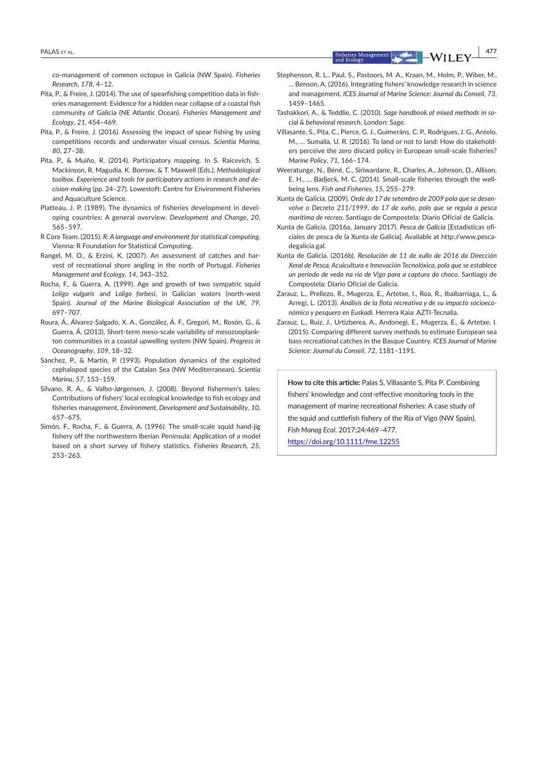co-management of common octopus in Galicia (NW Spain). *Fisheries Research*, *178*, 4–12.

Pita, P., & Freire, J. (2014). The use of spearfishing competition data in fisheries management: Evidence for a hidden near collapse of a coastal fish community of Galicia (NE Atlantic Ocean). *Fisheries Management and Ecology*, *21*, 454–469.

Pita, P., & Freire, J. (2016). Assessing the impact of spear fishing by using competitions records and underwater visual census. *Scientia Marina*, *80*, 27–38.

Pita, P., & Muiño, R. (2014). Participatory mapping. In S. Raicevich, S. Mackinson, R. Magudia, K. Borrow, & T. Maxwell (Eds.), *Methodological toolbox. Experience and tools for participatory actions in research and decision-making* (pp. 24–27). Lowestoft: Centre for Environment Fisheries and Aquaculture Science.

Platteau, J. P. (1989). The dynamics of fisheries development in developing countries: A general overview. *Development and Change*, *20*, 565–597.

R Core Team. (2015). *R: A language and environment for statistical computing*. Vienna: R Foundation for Statistical Computing.

Rangel, M. O., & Erzini, K. (2007). An assessment of catches and harvest of recreational shore angling in the north of Portugal. *Fisheries Management and Ecology*, *14*, 343–352.

Rocha, F., & Guerra, A. (1999). Age and growth of two sympatric squid *Loligo vulgaris* and *Loligo forbesi*, in Galician waters (north-west Spain). *Journal of the Marine Biological Association of the UK*, *79*, 697–707.

Roura, Á., Álvarez-Salgado, X. A., González, Á. F., Gregori, M., Rosón, G., & Guerra, Á. (2013). Short-term meso-scale variability of mesozooplankton communities in a coastal upwelling system (NW Spain). *Progress in Oceanography*, *109*, 18–32.

Sánchez, P., & Martín, P. (1993). Population dynamics of the exploited cephalopod species of the Catalan Sea (NW Mediterranean). *Scientia Marina*, *57*, 153–159.

Silvano, R. A., & Valbo-Jørgensen, J. (2008). Beyond fishermen's tales: Contributions of fishers' local ecological knowledge to fish ecology and fisheries management. *Environment, Development and Sustainability*, *10*, 657–675.

Simón, F., Rocha, F., & Guerra, A. (1996). The small-scale squid hand-jig fishery off the northwestern Iberian Peninsula: Application of a model based on a short survey of fishery statistics. *Fisheries Research*, *25*, 253–263.

Stephenson, R. L., Paul, S., Pastoors, M. A., Kraan, M., Holm, P., Wiber, M., … Benson, A. (2016). Integrating fishers' knowledge research in science and management. *ICES Journal of Marine Science: Journal du Conseil*, *73*, 1459–1465.

Tashakkori, A., & Teddlie, C. (2010). *Sage handbook of mixed methods in social & behavioral research*. London: Sage.

Villasante, S., Pita, C., Pierce, G. J., Guimeráns, C. P., Rodrigues, J. G., Antelo, M., … Sumaila, U. R. (2016). To land or not to land: How do stakeholders perceive the zero discard policy in European small-scale fisheries? *Marine Policy*, *71*, 166–174.

Weeratunge, N., Béné, C., Siriwardane, R., Charles, A., Johnson, D., Allison, E. H., … Badjeck, M. C. (2014). Small-scale fisheries through the wellbeing lens. *Fish and Fisheries*, *15*, 255–279.

Xunta de Galicia. (2009). *Orde do 17 de setembro de 2009 pola que se desenvolve o Decreto 211/1999, do 17 de xuño, polo que se regula a pesca marítima de recreo*. Santiago de Compostela: Diario Oficial de Galicia.

Xunta de Galicia. (2016a, January 2017). *Pesca de Galicia* [Estadísticas oficiales de pesca de la Xunta de Galicia]. Available at http://www.pescadegalicia.gal.

Xunta de Galicia. (2016b). *Resolución de 11 de xullo de 2016 da Dirección Xeral de Pesca, Acuicultura e Innovación Tecnolóxica, pola que se establece un período de veda na ría de Vigo para a captura do choco*. Santiago de Compostela: Diario Oficial de Galicia.

Zarauz, L., Prellezo, R., Mugerza, E., Artetxe, I., Roa, R., Ibaibarriaga, L., & Arregi, L. (2013). *Análisis de la flota recreativa y de su impacto socioeconómico y pesquero en Euskadi*. Herrera Kaia: AZTI-Tecnalia.

Zarauz, L., Ruiz, J., Urtizberea, A., Andonegi, E., Mugerza, E., & Artetxe, I. (2015). Comparing different survey methods to estimate European sea bass recreational catches in the Basque Country. *ICES Journal of Marine Science: Journal du Conseil*, *72*, 1181–1191.

**How to cite this article:** Palas S, Villasante S, Pita P. Combining fishers' knowledge and cost-effective monitoring tools in the management of marine recreational fisheries: A case study of the squid and cuttlefish fishery of the Ría of Vigo (NW Spain). *Fish Manag Ecol*. 2017;24:469–477. https://doi.org/10.1111/fme.12255